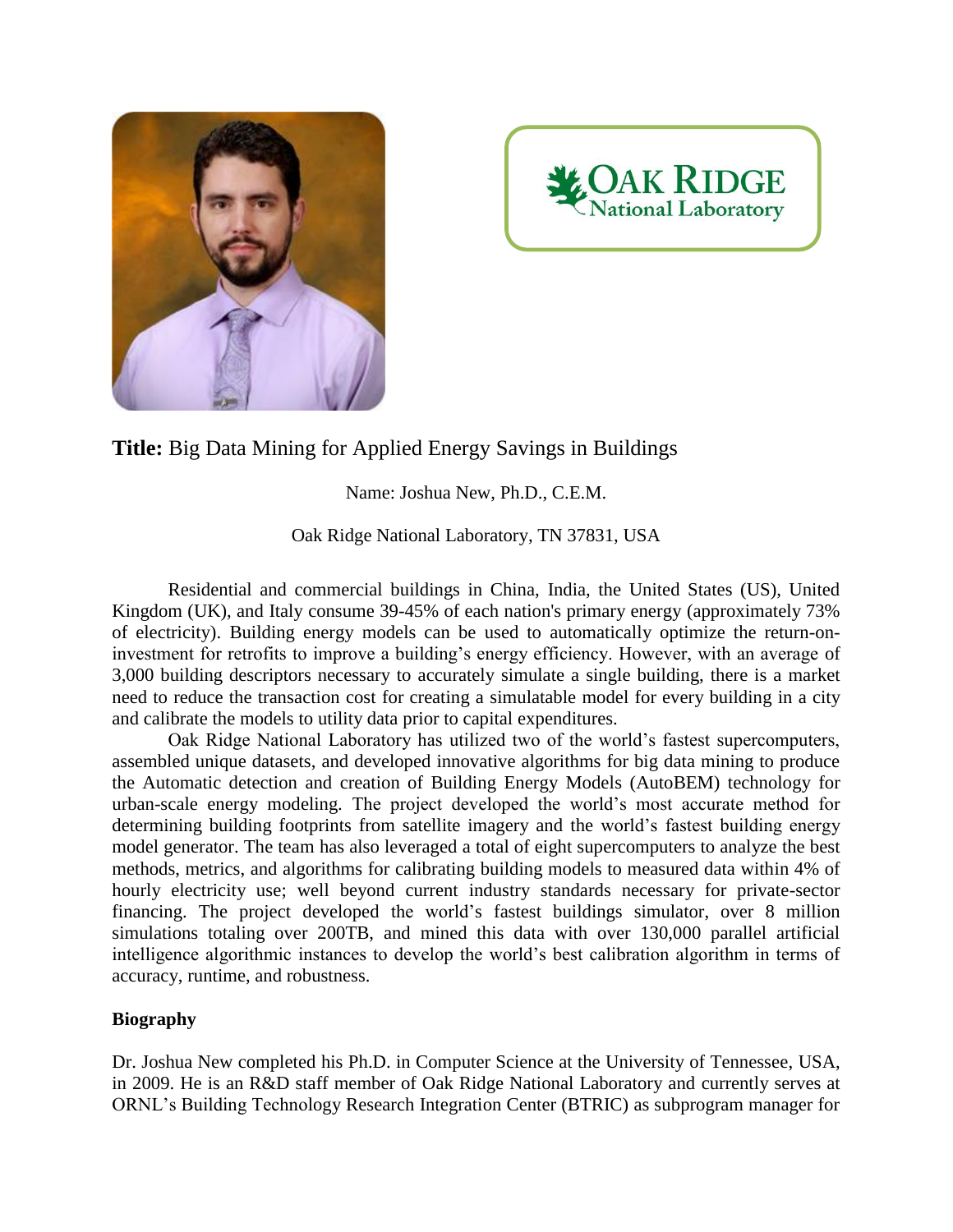**Title:** Big Data Mining for Applied Energy Savings in Buildings

Name: Joshua New, Ph.D., C.E.M.

Oak Ridge National Laboratory, TN 37831, USA

Residential and commercial buildings in China, India, the United States (US), United Kingdom (UK), and Italy consume 39-45% of each nation's primary energy (approximately 73% of electricity). Building energy models can be used to automatically optimize the return-on-investment for retrofits to improve a building's energy efficiency. However, with an average of 3,000 building descriptors necessary to accurately simulate a single building, there is a market need to reduce the transaction cost for creating a simulatable model for every building in a city and calibrate the models to utility data prior to capital expenditures.

Oak Ridge National Laboratory has utilized two of the world's fastest supercomputers, assembled unique datasets, and developed innovative algorithms for big data mining to produce the Automatic detection and creation of Building Energy Models (AutoBEM) technology for urban-scale energy modeling. The project developed the world's most accurate method for determining building footprints from satellite imagery and the world's fastest building energy model generator. The team has also leveraged a total of eight supercomputers to analyze the best methods, metrics, and algorithms for calibrating building models to measured data within 4% of hourly electricity use; well beyond current industry standards necessary for private-sector financing. The project developed the world's fastest buildings simulator, over 8 million simulations totaling over 200TB, and mined this data with over 130,000 parallel artificial intelligence algorithmic instances to develop the world's best calibration algorithm in terms of accuracy, runtime, and robustness.

**Biography**

Dr. Joshua New completed his Ph.D. in Computer Science at the University of Tennessee, USA, in 2009. He is an R&D staff member of Oak Ridge National Laboratory and currently serves at ORNL's Building Technology Research Integration Center (BTRIC) as subprogram manager for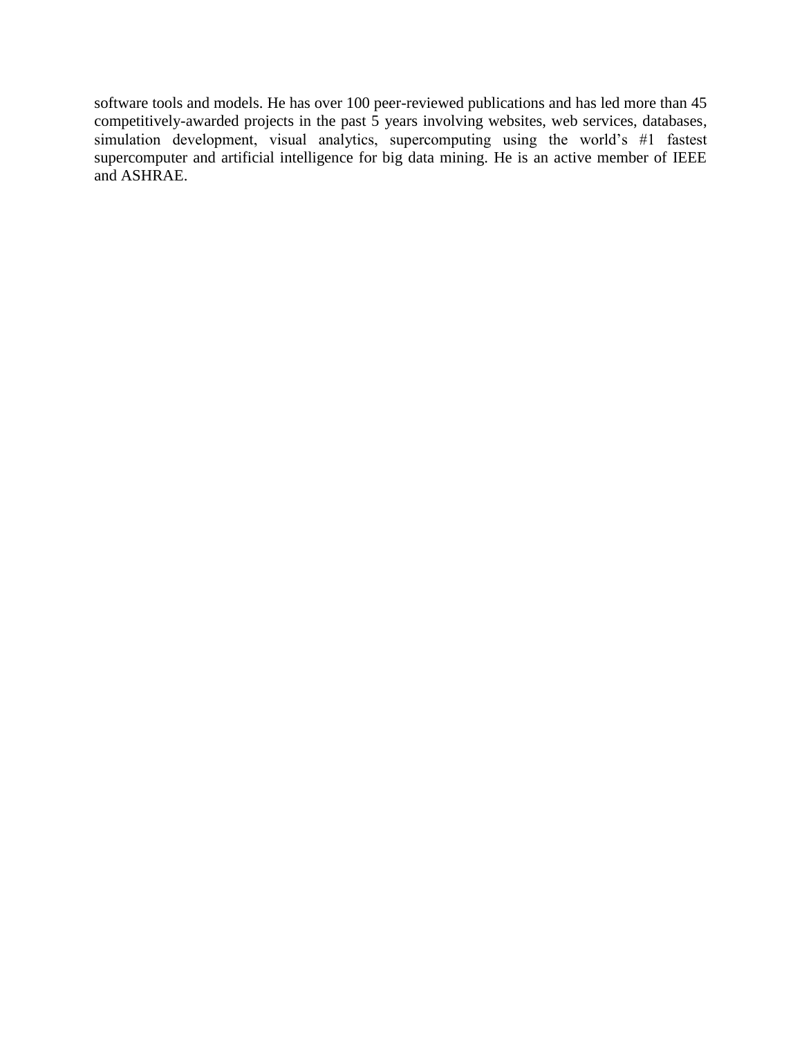software tools and models. He has over 100 peer-reviewed publications and has led more than 45 competitively-awarded projects in the past 5 years involving websites, web services, databases, simulation development, visual analytics, supercomputing using the world's #1 fastest supercomputer and artificial intelligence for big data mining. He is an active member of IEEE and ASHRAE.